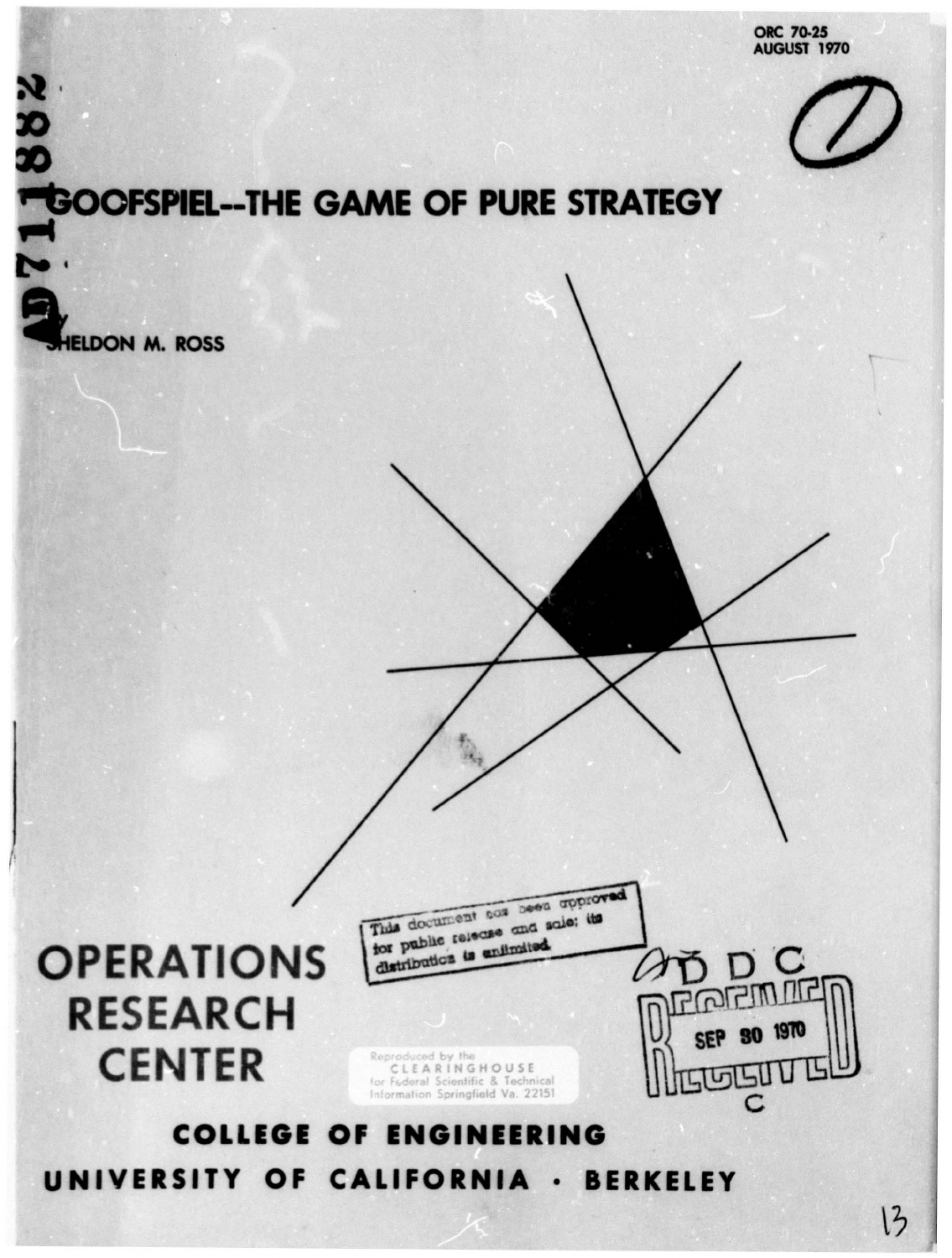ORC 70-25
AUGUST 1970

AD 711882

# GOOFSPIEL--THE GAME OF PURE STRATEGY

by

SHELDON M. ROSS

This document has been approved for public release and sale; its distribution is unlimited.

D D C
RECEIVED
SEP 30 1970

# OPERATIONS RESEARCH CENTER

Reproduced by the CLEARINGHOUSE for Federal Scientific & Technical Information Springfield Va. 22151

**COLLEGE OF ENGINEERING**

**UNIVERSITY OF CALIFORNIA · BERKELEY**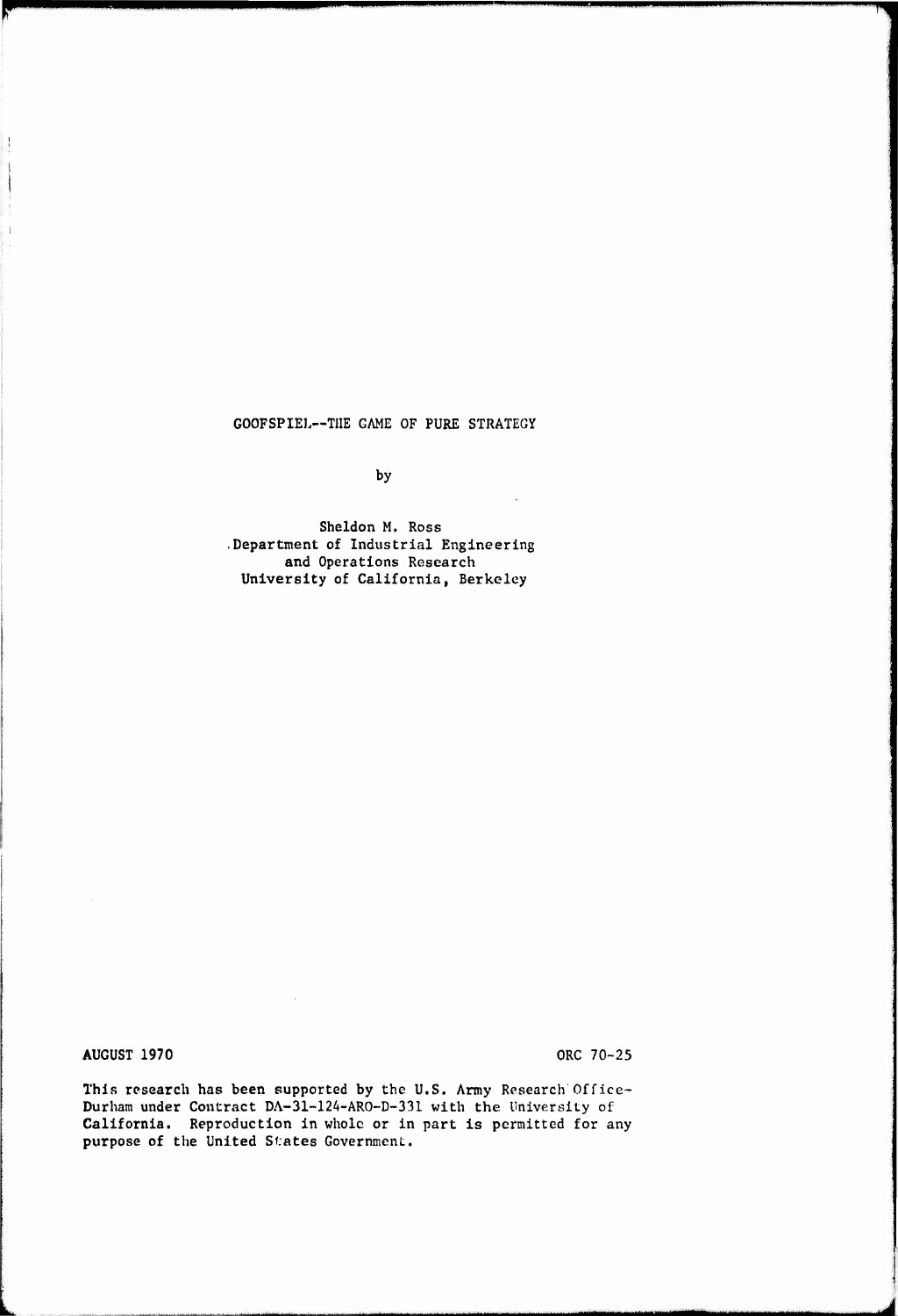# GOOFSPIEL--THE GAME OF PURE STRATEGY

by

Sheldon M. Ross
Department of Industrial Engineering
and Operations Research
University of California, Berkeley

AUGUST 1970 ORC 70-25

This research has been supported by the U.S. Army Research Office-Durham under Contract DA-31-124-ARO-D-331 with the University of California. Reproduction in whole or in part is permitted for any purpose of the United States Government.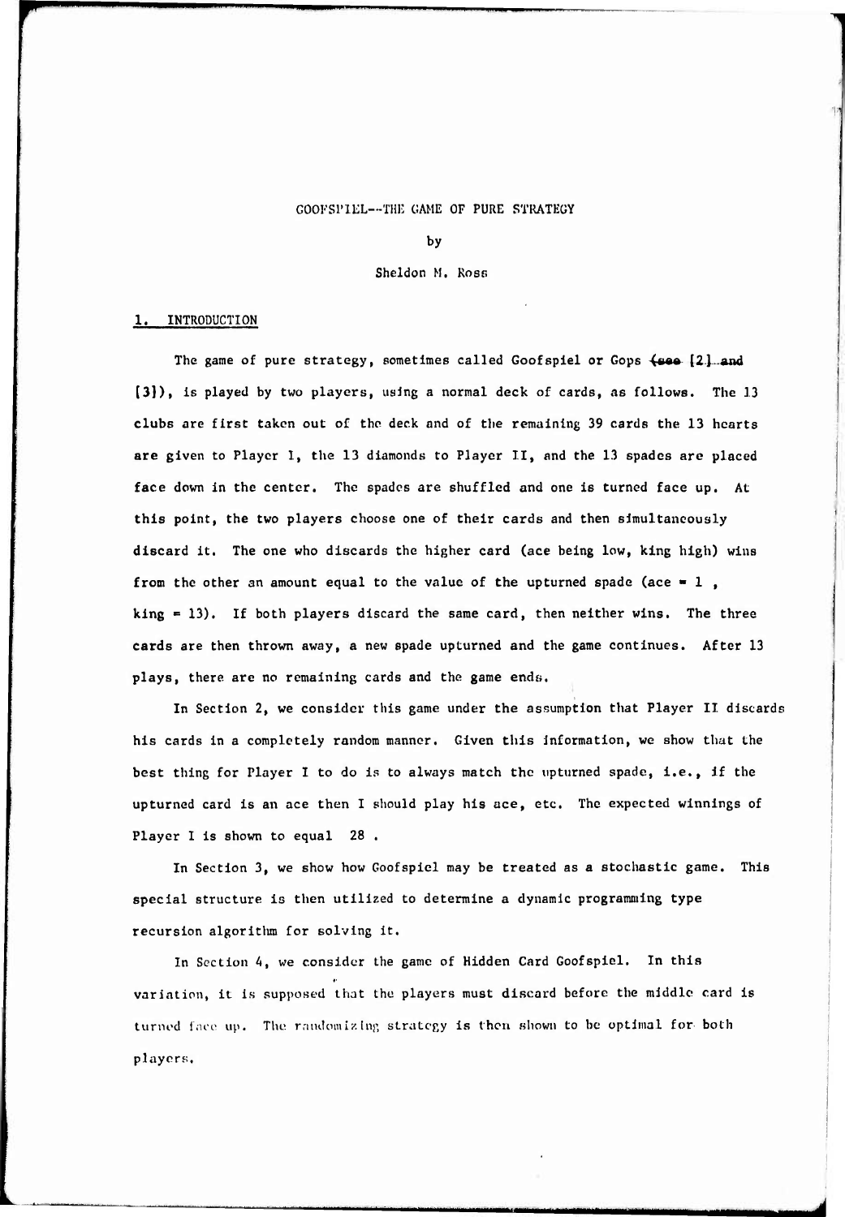# GOOFSPIEL--THE GAME OF PURE STRATEGY

by

Sheldon M. Ross

## 1. INTRODUCTION

The game of pure strategy, sometimes called Goofspiel or Gops (see [2] and [3]), is played by two players, using a normal deck of cards, as follows. The 13 clubs are first taken out of the deck and of the remaining 39 cards the 13 hearts are given to Player I, the 13 diamonds to Player II, and the 13 spades are placed face down in the center. The spades are shuffled and one is turned face up. At this point, the two players choose one of their cards and then simultaneously discard it. The one who discards the higher card (ace being low, king high) wins from the other an amount equal to the value of the upturned spade (ace = 1 , king = 13). If both players discard the same card, then neither wins. The three cards are then thrown away, a new spade upturned and the game continues. After 13 plays, there are no remaining cards and the game ends.

In Section 2, we consider this game under the assumption that Player II discards his cards in a completely random manner. Given this information, we show that the best thing for Player I to do is to always match the upturned spade, i.e., if the upturned card is an ace then I should play his ace, etc. The expected winnings of Player I is shown to equal 28 .

In Section 3, we show how Goofspiel may be treated as a stochastic game. This special structure is then utilized to determine a dynamic programming type recursion algorithm for solving it.

In Section 4, we consider the game of Hidden Card Goofspiel. In this variation, it is supposed that the players must discard before the middle card is turned face up. The randomizing strategy is then shown to be optimal for both players.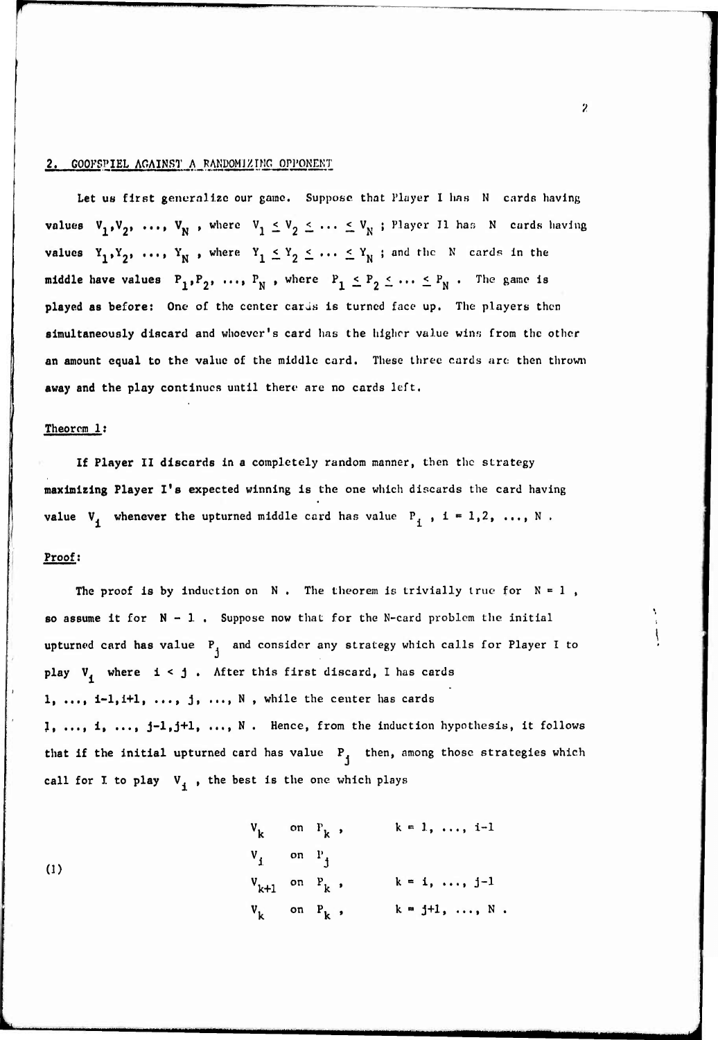## 2. GOOFSPIEL AGAINST A RANDOMIZING OPPONENT

Let us first generalize our game. Suppose that Player I has $N$ cards having values $V_1, V_2, \ldots, V_N$, where $V_1 \leq V_2 \leq \ldots \leq V_N$; Player II has $N$ cards having values $Y_1, Y_2, \ldots, Y_N$, where $Y_1 \leq Y_2 \leq \ldots \leq Y_N$; and the $N$ cards in the middle have values $P_1, P_2, \ldots, P_N$, where $P_1 \leq P_2 \leq \ldots \leq P_N$. The game is played as before: One of the center cards is turned face up. The players then simultaneously discard and whoever's card has the higher value wins from the other an amount equal to the value of the middle card. These three cards are then thrown away and the play continues until there are no cards left.

**Theorem 1:**

If Player II discards in a completely random manner, then the strategy maximizing Player I's expected winning is the one which discards the card having value $V_i$ whenever the upturned middle card has value $P_i$, $i = 1, 2, \ldots, N$.

**Proof:**

The proof is by induction on $N$. The theorem is trivially true for $N = 1$, so assume it for $N - 1$. Suppose now that for the N-card problem the initial upturned card has value $P_j$ and consider any strategy which calls for Player I to play $V_i$ where $i < j$. After this first discard, I has cards $1, \ldots, i-1, i+1, \ldots, j, \ldots, N$, while the center has cards $1, \ldots, i, \ldots, j-1, j+1, \ldots, N$. Hence, from the induction hypothesis, it follows that if the initial upturned card has value $P_j$ then, among those strategies which call for I to play $V_i$, the best is the one which plays

$$
(1) \qquad
\begin{array}{lll}
V_k & \text{on } P_k, & k = 1, \ldots, i-1 \\
V_i & \text{on } P_j & \\
V_{k+1} & \text{on } P_k, & k = i, \ldots, j-1 \\
V_k & \text{on } P_k, & k = j+1, \ldots, N.
\end{array}
$$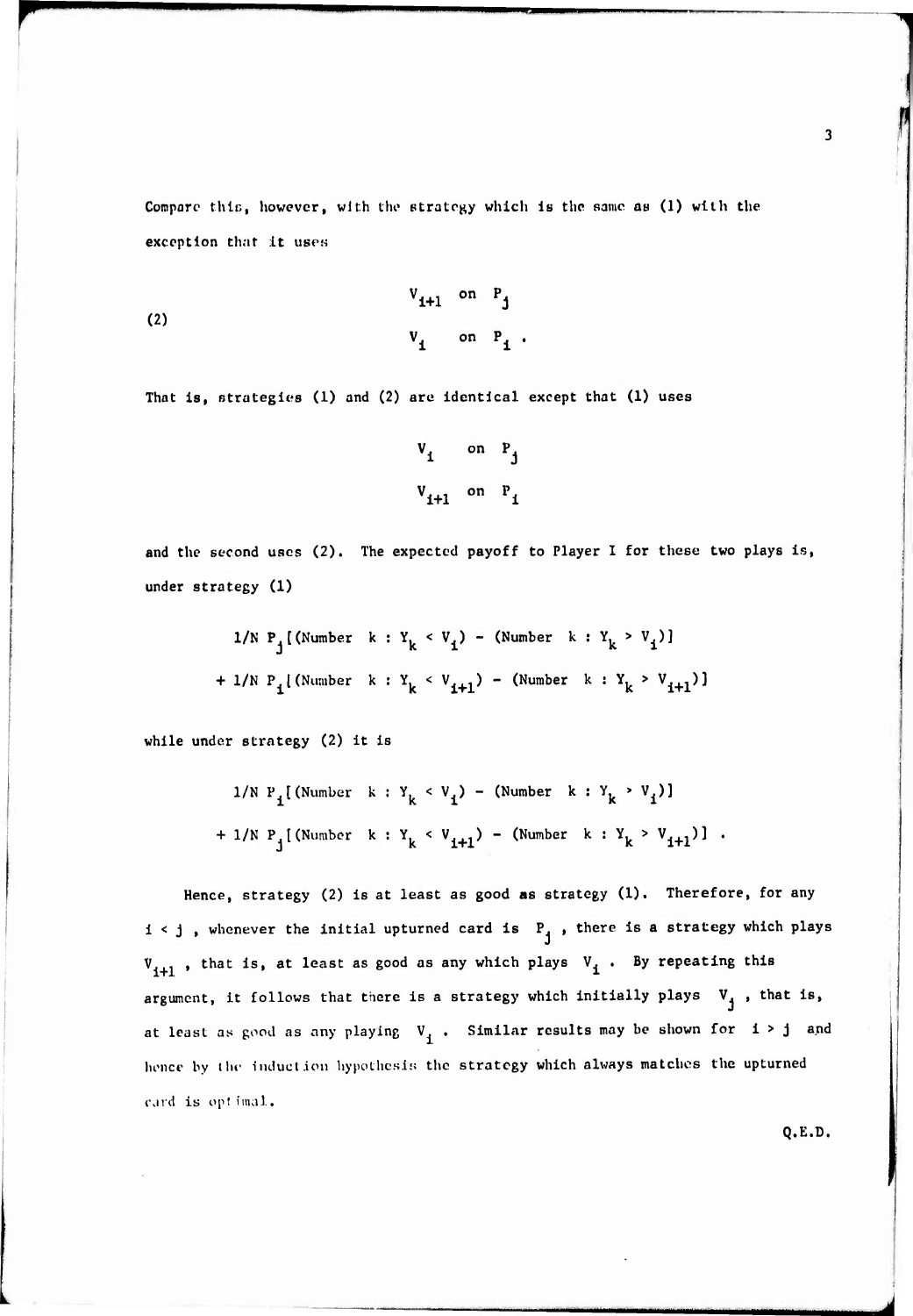Compare this, however, with the strategy which is the same as (1) with the exception that it uses

$$
(2) \qquad \begin{array}{ll} V_{i+1} & \text{on } P_j \\ V_i & \text{on } P_i \, . \end{array}
$$

That is, strategies (1) and (2) are identical except that (1) uses

$$
\begin{array}{ll} V_i & \text{on } P_j \\ V_{i+1} & \text{on } P_i \end{array}
$$

and the second uses (2). The expected payoff to Player I for these two plays is, under strategy (1)

$$
1/N \; P_j[(\text{Number } k : Y_k < V_i) - (\text{Number } k : Y_k > V_i)]
$$

$$
+ \; 1/N \; P_i[(\text{Number } k : Y_k < V_{i+1}) - (\text{Number } k : Y_k > V_{i+1})]
$$

while under strategy (2) it is

$$
1/N \; P_i[(\text{Number } k : Y_k < V_i) - (\text{Number } k : Y_k > V_i)]
$$

$$
+ \; 1/N \; P_j[(\text{Number } k : Y_k < V_{i+1}) - (\text{Number } k : Y_k > V_{i+1})] \; .
$$

Hence, strategy (2) is at least as good as strategy (1). Therefore, for any $i < j$, whenever the initial upturned card is $P_j$, there is a strategy which plays $V_{i+1}$, that is, at least as good as any which plays $V_i$. By repeating this argument, it follows that there is a strategy which initially plays $V_j$, that is, at least as good as any playing $V_i$. Similar results may be shown for $i > j$ and hence by the induction hypothesis the strategy which always matches the upturned card is optimal.

Q.E.D.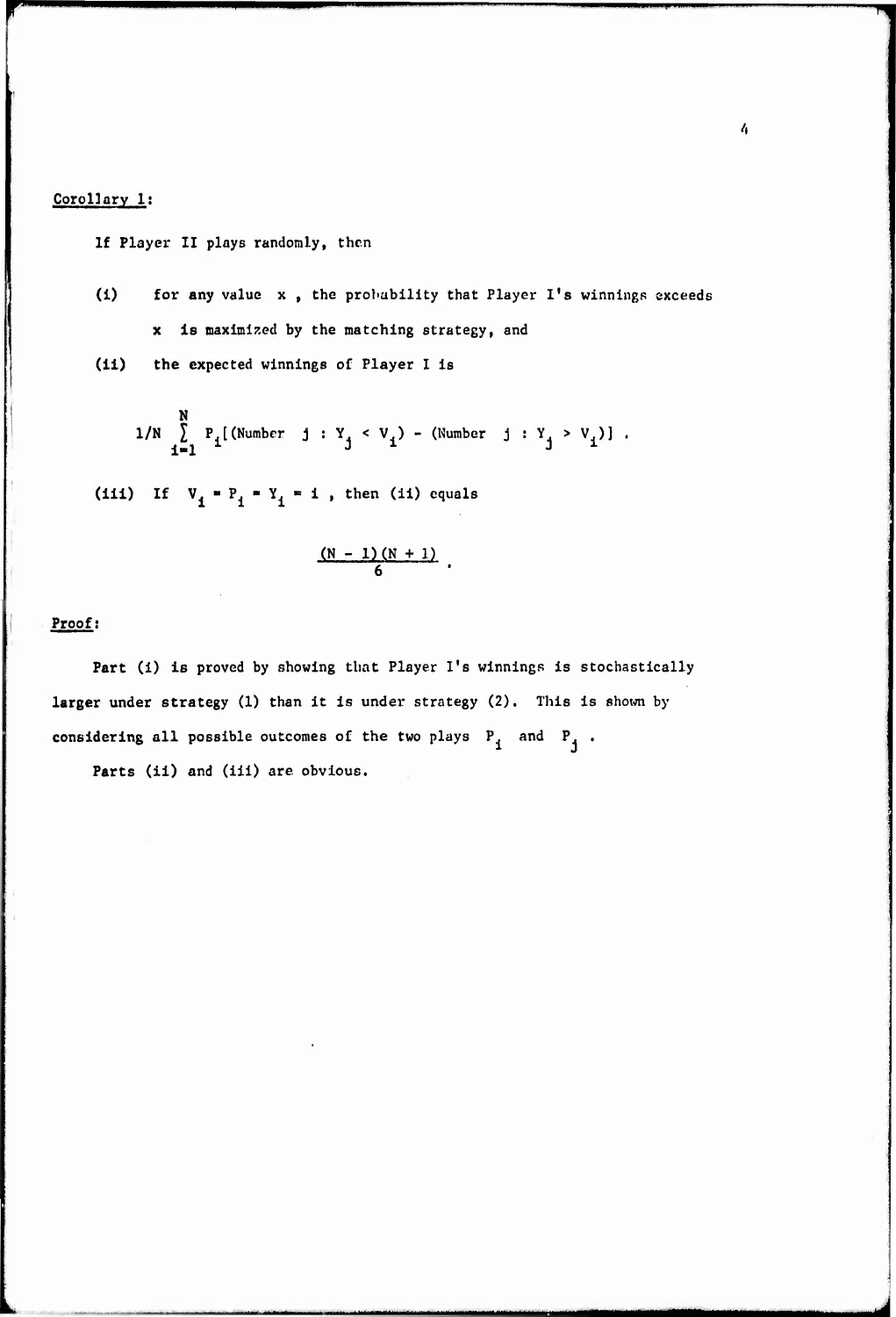Corollary 1:

If Player II plays randomly, then

(i) for any value $x$, the probability that Player I's winnings exceeds $x$ is maximized by the matching strategy, and

(ii) the expected winnings of Player I is

$$1/N \sum_{i=1}^{N} P_i[(\text{Number } j : Y_j < V_i) - (\text{Number } j : Y_j > V_i)] .$$

(iii) If $V_i = P_i = Y_i = i$, then (ii) equals

$$\frac{(N-1)(N+1)}{6} .$$

Proof:

Part (i) is proved by showing that Player I's winnings is stochastically larger under strategy (1) than it is under strategy (2). This is shown by considering all possible outcomes of the two plays $P_i$ and $P_j$.

Parts (ii) and (iii) are obvious.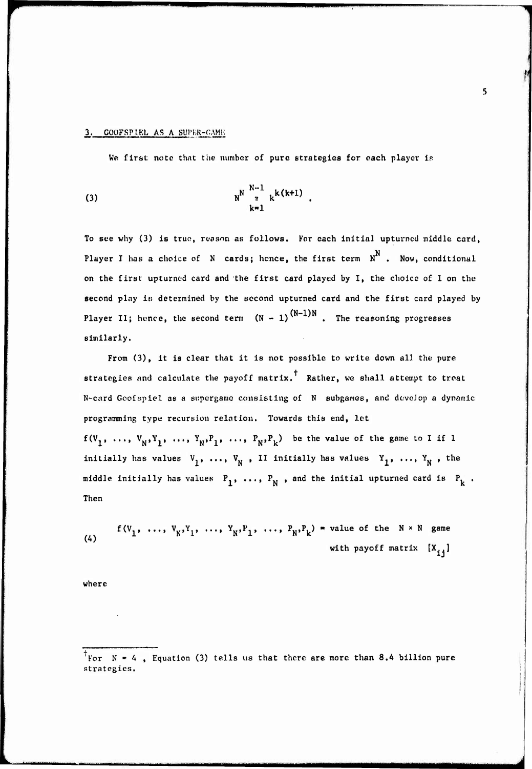## 3. GOOFSPIEL AS A SUPER-GAME

We first note that the number of pure strategies for each player is

$$N^N \prod_{k=1}^{N-1} k^{k(k+1)} . \tag{3}$$

To see why (3) is true, reason as follows. For each initial upturned middle card, Player I has a choice of $N$ cards; hence, the first term $N^N$. Now, conditional on the first upturned card and the first card played by I, the choice of I on the second play is determined by the second upturned card and the first card played by Player II; hence, the second term $(N-1)^{(N-1)N}$. The reasoning progresses similarly.

From (3), it is clear that it is not possible to write down all the pure strategies and calculate the payoff matrix.† Rather, we shall attempt to treat N-card Goofspiel as a supergame consisting of $N$ subgames, and develop a dynamic programming type recursion relation. Towards this end, let $f(V_1, \ldots, V_N, Y_1, \ldots, Y_N, P_1, \ldots, P_N, P_k)$ be the value of the game to I if I initially has values $V_1, \ldots, V_N$, II initially has values $Y_1, \ldots, Y_N$, the middle initially has values $P_1, \ldots, P_N$, and the initial upturned card is $P_k$. Then

$$f(V_1, \ldots, V_N, Y_1, \ldots, Y_N, P_1, \ldots, P_N, P_k) = \text{value of the } N \times N \text{ game with payoff matrix } [X_{ij}] \tag{4}$$

where

---

†For $N = 4$, Equation (3) tells us that there are more than 8.4 billion pure strategies.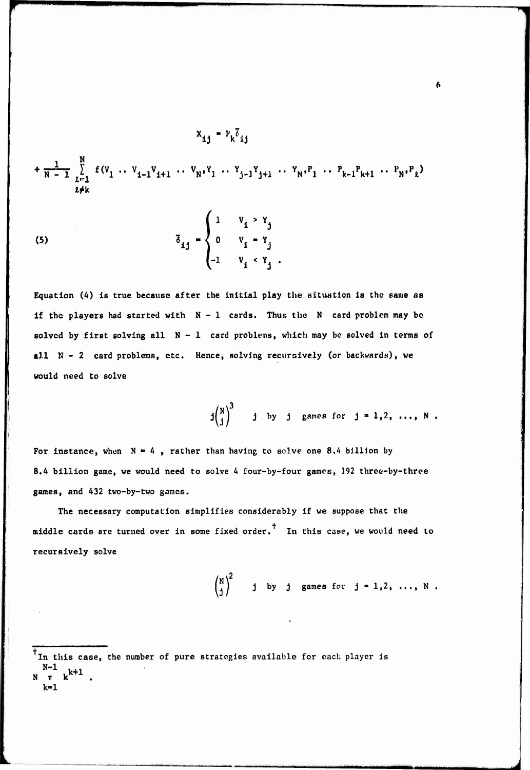$$X_{ij} = P_k \bar{\delta}_{ij}$$

$$+ \frac{1}{N-1} \sum_{\substack{\ell=1 \\ \ell \neq k}}^{N} f(V_1 \cdots V_{i-1} V_{i+1} \cdots V_N, Y_1 \cdots Y_{j-1} Y_{j+1} \cdots Y_N, P_1 \cdots P_{k-1} P_{k+1} \cdots P_N, P_\ell)$$

$$\text{(5)} \qquad \bar{\delta}_{ij} = \begin{cases} 1 & V_i > Y_j \\ 0 & V_i = Y_j \\ -1 & V_i < Y_j \end{cases} .$$

Equation (4) is true because after the initial play the situation is the same as if the players had started with $N - 1$ cards. Thus the $N$ card problem may be solved by first solving all $N - 1$ card problems, which may be solved in terms of all $N - 2$ card problems, etc. Hence, solving recursively (or backwards), we would need to solve

$$j\binom{N}{j}^3 \quad j \text{ by } j \text{ games for } j = 1,2, \ldots, N .$$

For instance, when $N = 4$, rather than having to solve one 8.4 billion by 8.4 billion game, we would need to solve 4 four-by-four games, 192 three-by-three games, and 432 two-by-two games.

The necessary computation simplifies considerably if we suppose that the middle cards are turned over in some fixed order.† In this case, we would need to recursively solve

$$\binom{N}{j}^2 \quad j \text{ by } j \text{ games for } j = 1,2, \ldots, N .$$

---

† In this case, the number of pure strategies available for each player is $N \prod_{k=1}^{N-1} k^{k+1}$.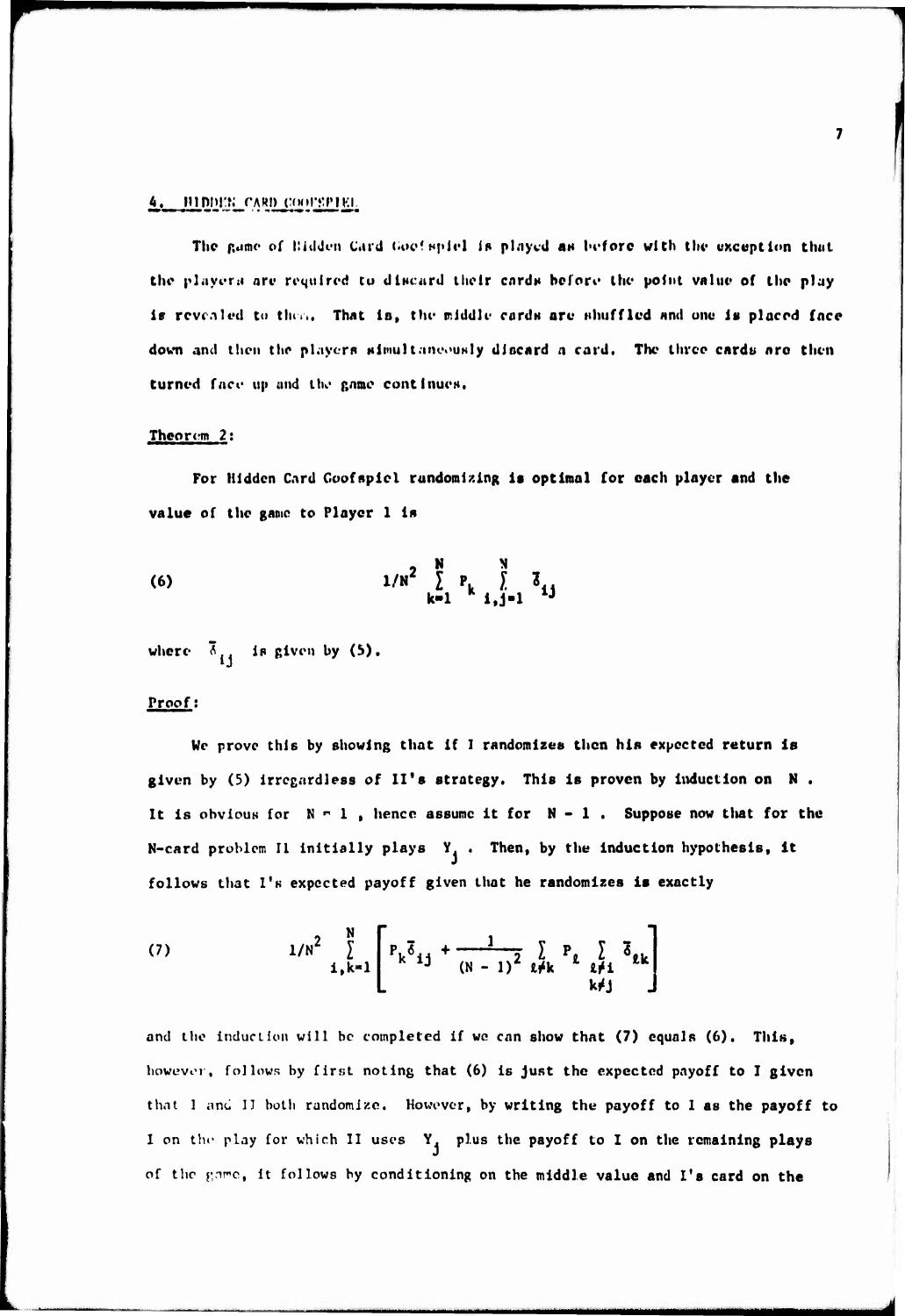## 4. HIDDEN CARD GOOFSPIEL

The game of Hidden Card Goofspiel is played as before with the exception that the players are required to discard their cards before the point value of the play is revealed to them. That is, the middle cards are shuffled and one is placed face down and then the players simultaneously discard a card. The three cards are then turned face up and the game continues.

### Theorem 2:

For Hidden Card Goofspiel randomizing is optimal for each player and the value of the game to Player 1 is

$$1/N^2 \sum_{k=1}^{N} P_k \sum_{i,j=1}^{N} \bar{\delta}_{ij} \tag{6}$$

where $\bar{\delta}_{ij}$ is given by (5).

### Proof:

We prove this by showing that if I randomizes then his expected return is given by (5) irregardless of II's strategy. This is proven by induction on $N$. It is obvious for $N = 1$, hence assume it for $N - 1$. Suppose now that for the N-card problem II initially plays $Y_j$. Then, by the induction hypothesis, it follows that I's expected payoff given that he randomizes is exactly

$$1/N^2 \sum_{i,k=1}^{N} \left[ P_k \bar{\delta}_{ij} + \frac{1}{(N-1)^2} \sum_{\ell \neq k} P_\ell \sum_{\substack{\ell \neq i \\ k \neq j}} \bar{\delta}_{\ell k} \right] \tag{7}$$

and the induction will be completed if we can show that (7) equals (6). This, however, follows by first noting that (6) is just the expected payoff to I given that I and II both randomize. However, by writing the payoff to I as the payoff to I on the play for which II uses $Y_j$ plus the payoff to I on the remaining plays of the game, it follows by conditioning on the middle value and I's card on the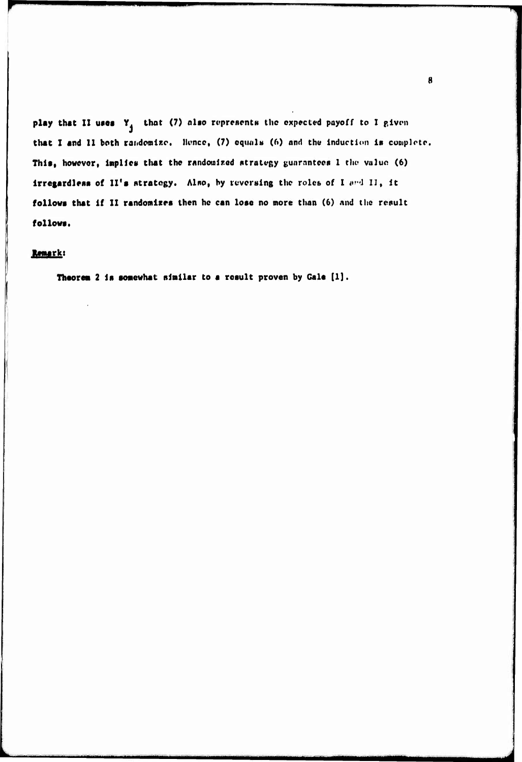play that II uses $Y_j$ that (7) also represents the expected payoff to I given that I and II both randomize. Hence, (7) equals (6) and the induction is complete. This, however, implies that the randomized strategy guarantees I the value (6) irregardless of II's strategy. Also, by reversing the roles of I and II, it follows that if II randomizes then he can lose no more than (6) and the result follows.

**Remark:**

Theorem 2 is somewhat similar to a result proven by Gale [1].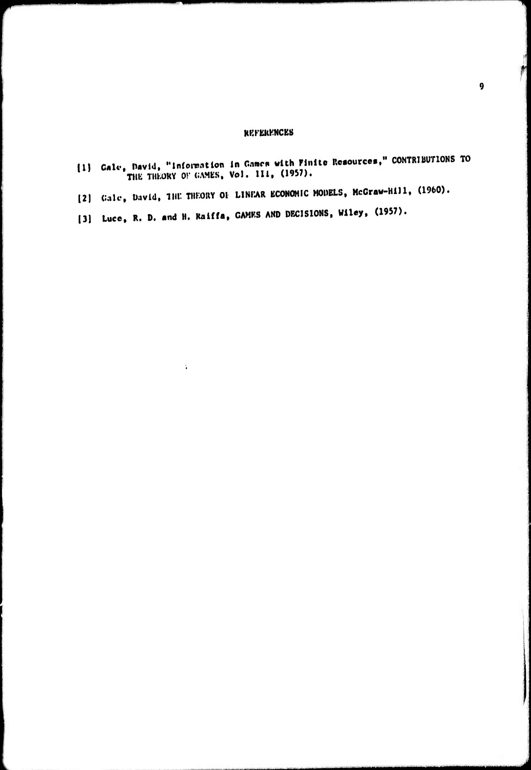# REFERENCES

[1] Gale, David, "Information in Games with Finite Resources," CONTRIBUTIONS TO THE THEORY OF GAMES, Vol. III, (1957).

[2] Gale, David, THE THEORY OF LINEAR ECONOMIC MODELS, McGraw-Hill, (1960).

[3] Luce, R. D. and H. Raiffa, GAMES AND DECISIONS, Wiley, (1957).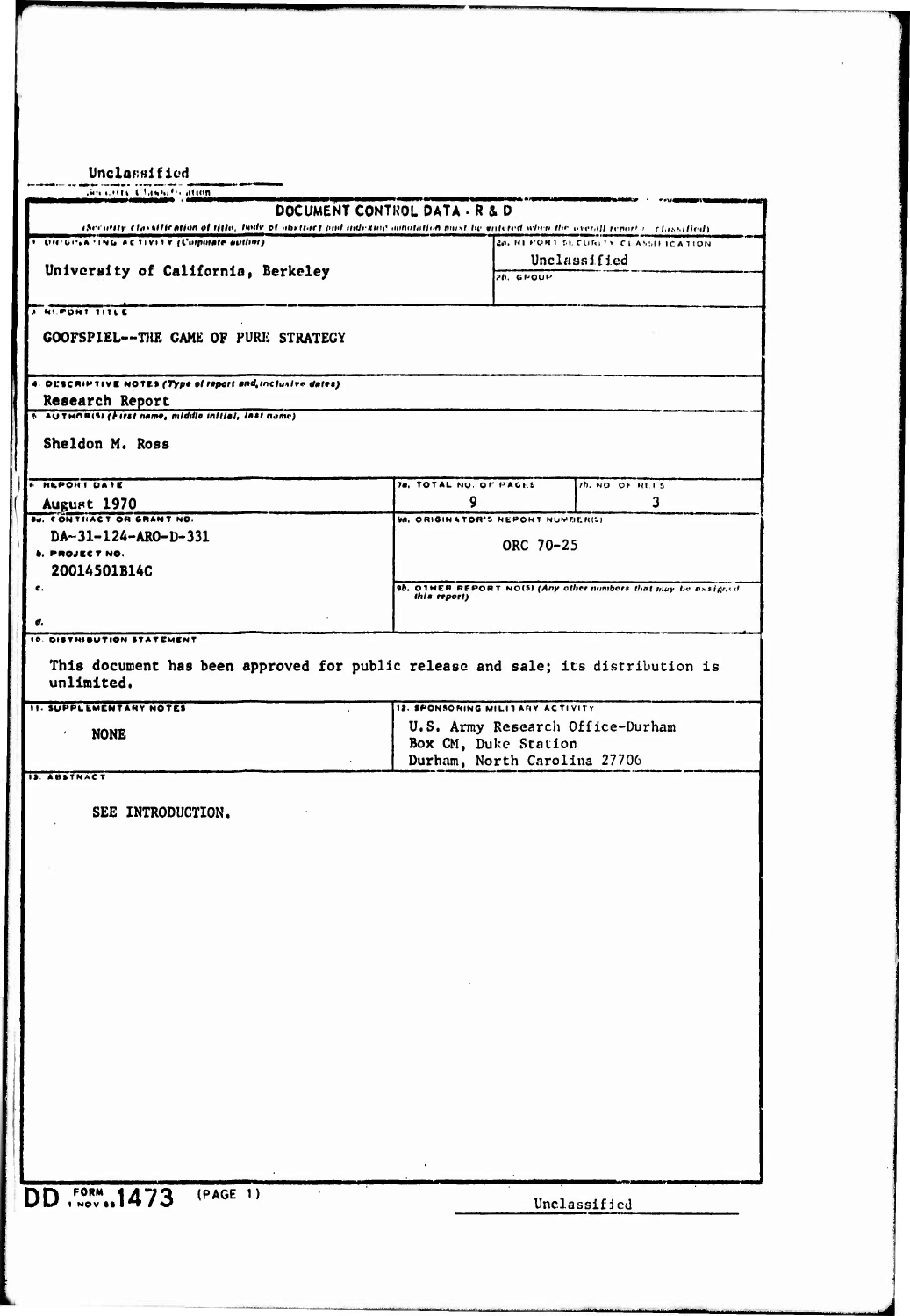Unclassified

Security Classification

# DOCUMENT CONTROL DATA - R & D

*(Security classification of title, body of abstract and indexing annotation must be entered when the overall report is classified)*

| | | |
|---|---|---|
| 1. ORIGINATING ACTIVITY (Corporate author) <br> University of California, Berkeley | 2a. REPORT SECURITY CLASSIFICATION <br> Unclassified | |
| | 2b. GROUP | |
| 3. REPORT TITLE <br> GOOFSPIEL--THE GAME OF PURE STRATEGY | | |
| 4. DESCRIPTIVE NOTES (Type of report and, inclusive dates) <br> Research Report | | |
| 5. AUTHOR(S) (First name, middle initial, last name) <br> Sheldon M. Ross | | |
| 6. REPORT DATE <br> August 1970 | 7a. TOTAL NO. OF PAGES <br> 9 | 7b. NO. OF REFS <br> 3 |
| 8a. CONTRACT OR GRANT NO. <br> DA-31-124-ARO-D-331 <br> b. PROJECT NO. <br> 20014501B14C <br> c. <br> d. | 9a. ORIGINATOR'S REPORT NUMBER(S) <br> ORC 70-25 | |
| | 9b. OTHER REPORT NO(S) (Any other numbers that may be assigned this report) | |
| 10. DISTRIBUTION STATEMENT <br> This document has been approved for public release and sale; its distribution is unlimited. | | |
| 11. SUPPLEMENTARY NOTES <br> NONE | 12. SPONSORING MILITARY ACTIVITY <br> U.S. Army Research Office-Durham <br> Box CM, Duke Station <br> Durham, North Carolina 27706 | |
| 13. ABSTRACT <br> SEE INTRODUCTION. | | |

DD FORM 1 NOV 65 1473 (PAGE 1)

Unclassified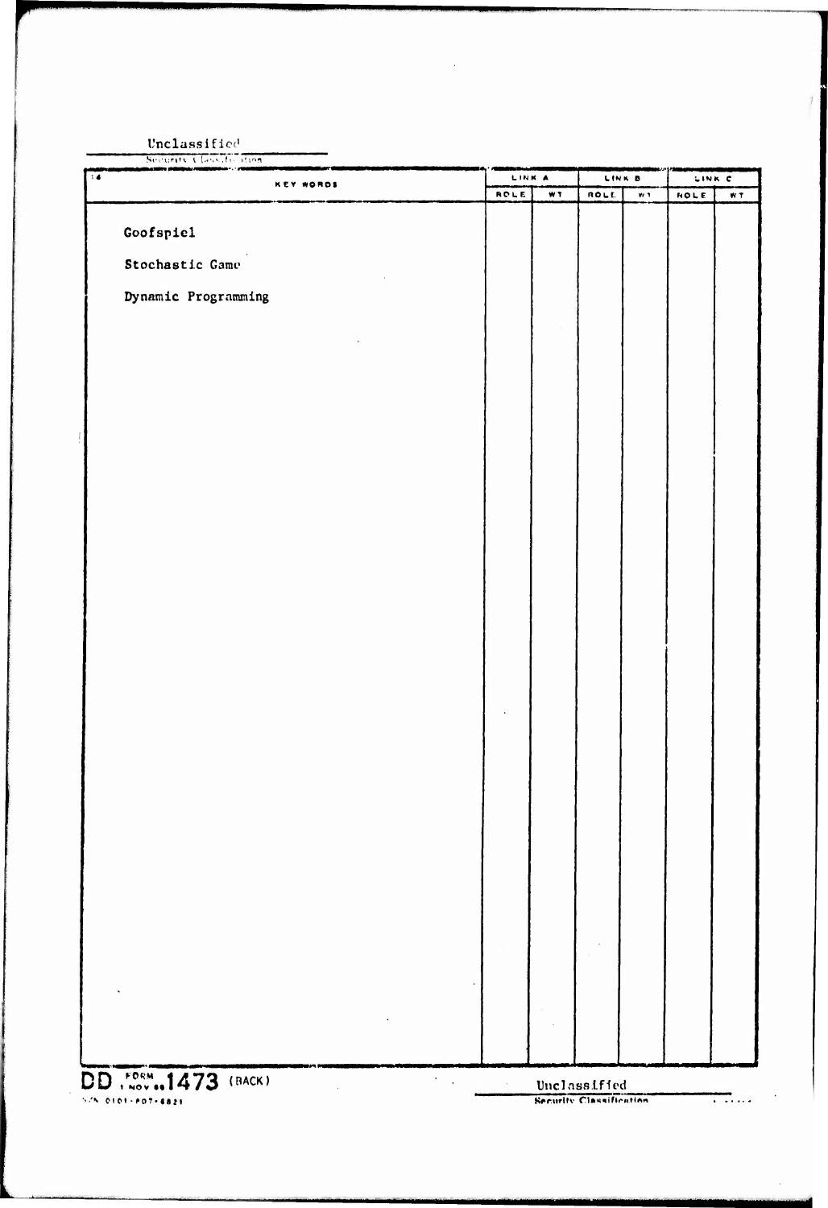Unclassified

Security Classification

| 14. KEY WORDS | LINK A | | LINK B | | LINK C | |
|---|---|---|---|---|---|---|
| | ROLE | WT | ROLE | WT | ROLE | WT |
| Goofspiel | | | | | | |
| Stochastic Game | | | | | | |
| Dynamic Programming | | | | | | |

DD FORM 1 NOV 65 1473 (BACK)

S/N 0101-807-6821

Unclassified

Security Classification